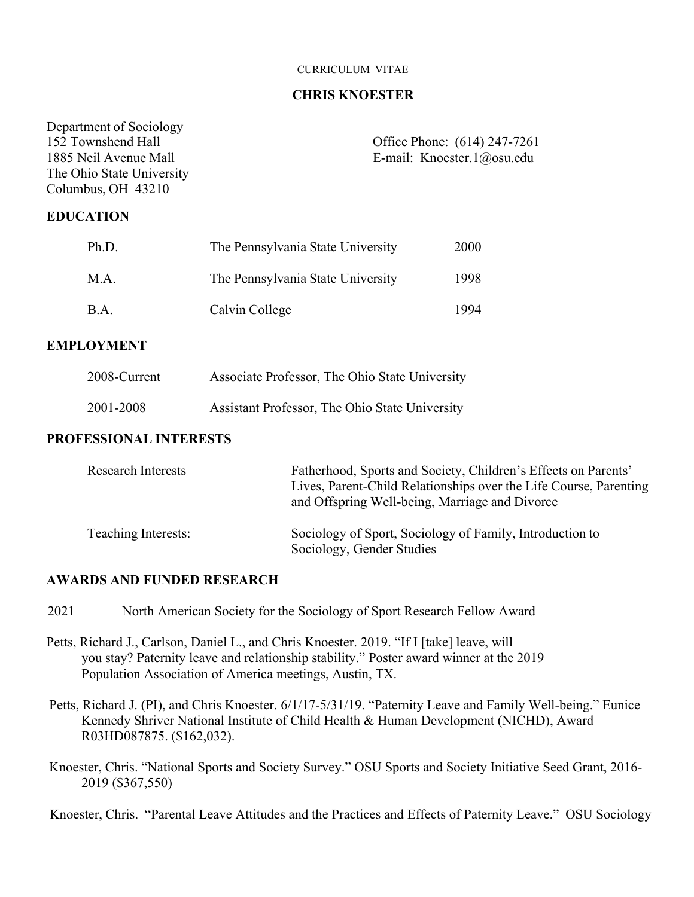CURRICULUM VITAE

# CHRIS KNOESTER

Department of Sociology
152 Townshend Hall
1885 Neil Avenue Mall
The Ohio State University
Columbus, OH 43210

Office Phone: (614) 247-7261
E-mail: Knoester.1@osu.edu

## EDUCATION

| | | |
|---|---|---|
| Ph.D. | The Pennsylvania State University | 2000 |
| M.A. | The Pennsylvania State University | 1998 |
| B.A. | Calvin College | 1994 |

## EMPLOYMENT

| | |
|---|---|
| 2008-Current | Associate Professor, The Ohio State University |
| 2001-2008 | Assistant Professor, The Ohio State University |

## PROFESSIONAL INTERESTS

| | |
|---|---|
| Research Interests | Fatherhood, Sports and Society, Children's Effects on Parents' Lives, Parent-Child Relationships over the Life Course, Parenting and Offspring Well-being, Marriage and Divorce |
| Teaching Interests: | Sociology of Sport, Sociology of Family, Introduction to Sociology, Gender Studies |

## AWARDS AND FUNDED RESEARCH

2021 North American Society for the Sociology of Sport Research Fellow Award

Petts, Richard J., Carlson, Daniel L., and Chris Knoester. 2019. "If I [take] leave, will you stay? Paternity leave and relationship stability." Poster award winner at the 2019 Population Association of America meetings, Austin, TX.

Petts, Richard J. (PI), and Chris Knoester. 6/1/17-5/31/19. "Paternity Leave and Family Well-being." Eunice Kennedy Shriver National Institute of Child Health & Human Development (NICHD), Award R03HD087875. ($162,032).

Knoester, Chris. "National Sports and Society Survey." OSU Sports and Society Initiative Seed Grant, 2016-2019 ($367,550)

Knoester, Chris. "Parental Leave Attitudes and the Practices and Effects of Paternity Leave." OSU Sociology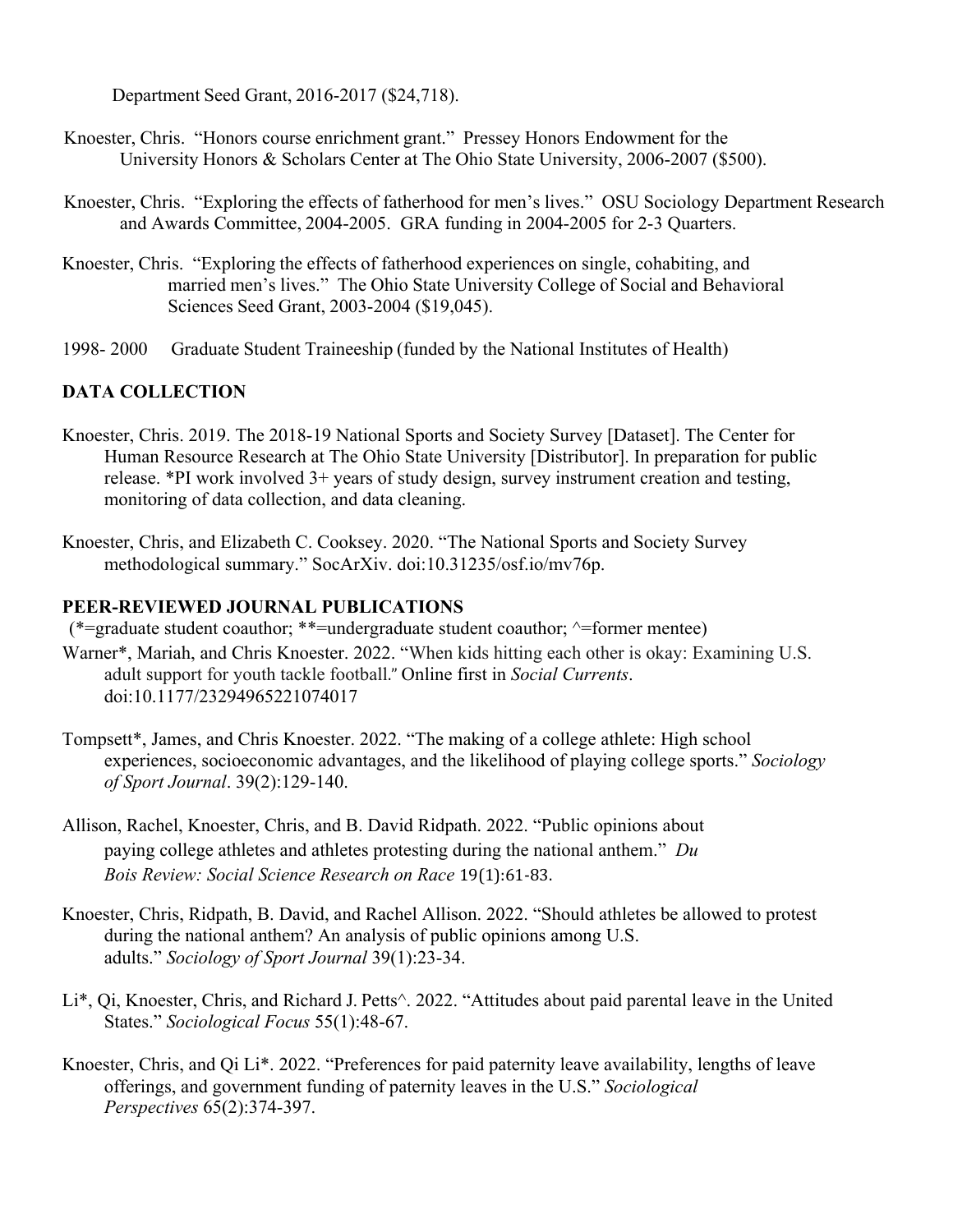Department Seed Grant, 2016-2017 ($24,718).

Knoester, Chris. "Honors course enrichment grant." Pressey Honors Endowment for the University Honors & Scholars Center at The Ohio State University, 2006-2007 ($500).

Knoester, Chris. "Exploring the effects of fatherhood for men's lives." OSU Sociology Department Research and Awards Committee, 2004-2005. GRA funding in 2004-2005 for 2-3 Quarters.

Knoester, Chris. "Exploring the effects of fatherhood experiences on single, cohabiting, and married men's lives." The Ohio State University College of Social and Behavioral Sciences Seed Grant, 2003-2004 ($19,045).

1998- 2000 Graduate Student Traineeship (funded by the National Institutes of Health)

## DATA COLLECTION

Knoester, Chris. 2019. The 2018-19 National Sports and Society Survey [Dataset]. The Center for Human Resource Research at The Ohio State University [Distributor]. In preparation for public release. *PI work involved 3+ years of study design, survey instrument creation and testing, monitoring of data collection, and data cleaning.

Knoester, Chris, and Elizabeth C. Cooksey. 2020. "The National Sports and Society Survey methodological summary." SocArXiv. doi:10.31235/osf.io/mv76p.

## PEER-REVIEWED JOURNAL PUBLICATIONS

(*=graduate student coauthor; **=undergraduate student coauthor; ^=former mentee)

Warner*, Mariah, and Chris Knoester. 2022. "When kids hitting each other is okay: Examining U.S. adult support for youth tackle football." Online first in *Social Currents*. doi:10.1177/23294965221074017

Tompsett*, James, and Chris Knoester. 2022. "The making of a college athlete: High school experiences, socioeconomic advantages, and the likelihood of playing college sports." *Sociology of Sport Journal*. 39(2):129-140.

Allison, Rachel, Knoester, Chris, and B. David Ridpath. 2022. "Public opinions about paying college athletes and athletes protesting during the national anthem." *Du Bois Review: Social Science Research on Race* 19(1):61-83.

Knoester, Chris, Ridpath, B. David, and Rachel Allison. 2022. "Should athletes be allowed to protest during the national anthem? An analysis of public opinions among U.S. adults." *Sociology of Sport Journal* 39(1):23-34.

Li*, Qi, Knoester, Chris, and Richard J. Petts^. 2022. "Attitudes about paid parental leave in the United States." *Sociological Focus* 55(1):48-67.

Knoester, Chris, and Qi Li*. 2022. "Preferences for paid paternity leave availability, lengths of leave offerings, and government funding of paternity leaves in the U.S." *Sociological Perspectives* 65(2):374-397.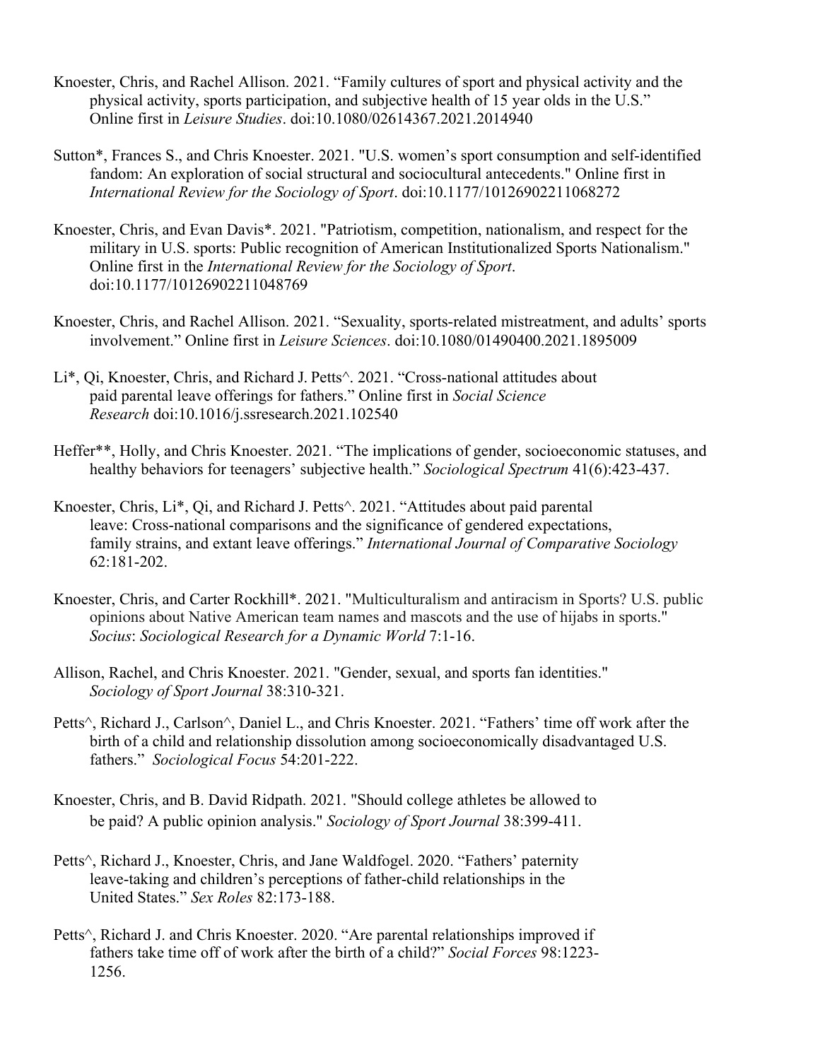Knoester, Chris, and Rachel Allison. 2021. "Family cultures of sport and physical activity and the physical activity, sports participation, and subjective health of 15 year olds in the U.S." Online first in *Leisure Studies*. doi:10.1080/02614367.2021.2014940

Sutton*, Frances S., and Chris Knoester. 2021. "U.S. women's sport consumption and self-identified fandom: An exploration of social structural and sociocultural antecedents." Online first in *International Review for the Sociology of Sport*. doi:10.1177/10126902211068272

Knoester, Chris, and Evan Davis*. 2021. "Patriotism, competition, nationalism, and respect for the military in U.S. sports: Public recognition of American Institutionalized Sports Nationalism." Online first in the *International Review for the Sociology of Sport*. doi:10.1177/10126902211048769

Knoester, Chris, and Rachel Allison. 2021. "Sexuality, sports-related mistreatment, and adults' sports involvement." Online first in *Leisure Sciences*. doi:10.1080/01490400.2021.1895009

Li*, Qi, Knoester, Chris, and Richard J. Petts^. 2021. "Cross-national attitudes about paid parental leave offerings for fathers." Online first in *Social Science Research* doi:10.1016/j.ssresearch.2021.102540

Heffer**, Holly, and Chris Knoester. 2021. "The implications of gender, socioeconomic statuses, and healthy behaviors for teenagers' subjective health." *Sociological Spectrum* 41(6):423-437.

Knoester, Chris, Li*, Qi, and Richard J. Petts^. 2021. "Attitudes about paid parental leave: Cross-national comparisons and the significance of gendered expectations, family strains, and extant leave offerings." *International Journal of Comparative Sociology* 62:181-202.

Knoester, Chris, and Carter Rockhill*. 2021. "Multiculturalism and antiracism in Sports? U.S. public opinions about Native American team names and mascots and the use of hijabs in sports." *Socius*: *Sociological Research for a Dynamic World* 7:1-16.

Allison, Rachel, and Chris Knoester. 2021. "Gender, sexual, and sports fan identities." *Sociology of Sport Journal* 38:310-321.

Petts^, Richard J., Carlson^, Daniel L., and Chris Knoester. 2021. "Fathers' time off work after the birth of a child and relationship dissolution among socioeconomically disadvantaged U.S. fathers." *Sociological Focus* 54:201-222.

Knoester, Chris, and B. David Ridpath. 2021. "Should college athletes be allowed to be paid? A public opinion analysis." *Sociology of Sport Journal* 38:399-411.

Petts^, Richard J., Knoester, Chris, and Jane Waldfogel. 2020. "Fathers' paternity leave-taking and children's perceptions of father-child relationships in the United States." *Sex Roles* 82:173-188.

Petts^, Richard J. and Chris Knoester. 2020. "Are parental relationships improved if fathers take time off of work after the birth of a child?" *Social Forces* 98:1223-1256.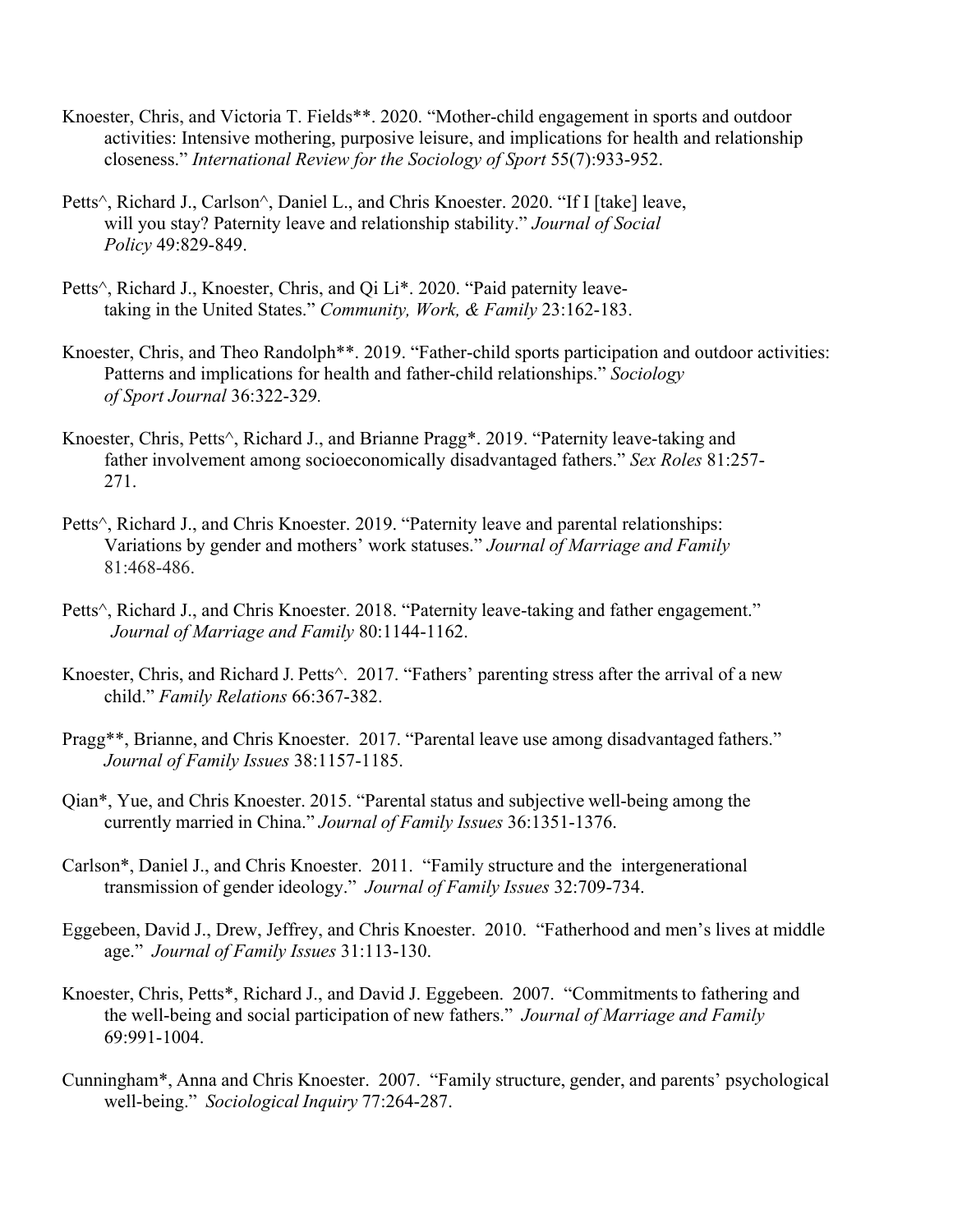Knoester, Chris, and Victoria T. Fields**. 2020. "Mother-child engagement in sports and outdoor activities: Intensive mothering, purposive leisure, and implications for health and relationship closeness." *International Review for the Sociology of Sport* 55(7):933-952.

Petts^, Richard J., Carlson^, Daniel L., and Chris Knoester. 2020. "If I [take] leave, will you stay? Paternity leave and relationship stability." *Journal of Social Policy* 49:829-849.

Petts^, Richard J., Knoester, Chris, and Qi Li*. 2020. "Paid paternity leave-taking in the United States." *Community, Work, & Family* 23:162-183.

Knoester, Chris, and Theo Randolph**. 2019. "Father-child sports participation and outdoor activities: Patterns and implications for health and father-child relationships." *Sociology of Sport Journal* 36:322-329.

Knoester, Chris, Petts^, Richard J., and Brianne Pragg*. 2019. "Paternity leave-taking and father involvement among socioeconomically disadvantaged fathers." *Sex Roles* 81:257-271.

Petts^, Richard J., and Chris Knoester. 2019. "Paternity leave and parental relationships: Variations by gender and mothers' work statuses." *Journal of Marriage and Family* 81:468-486.

Petts^, Richard J., and Chris Knoester. 2018. "Paternity leave-taking and father engagement." *Journal of Marriage and Family* 80:1144-1162.

Knoester, Chris, and Richard J. Petts^. 2017. "Fathers' parenting stress after the arrival of a new child." *Family Relations* 66:367-382.

Pragg**, Brianne, and Chris Knoester. 2017. "Parental leave use among disadvantaged fathers." *Journal of Family Issues* 38:1157-1185.

Qian*, Yue, and Chris Knoester. 2015. "Parental status and subjective well-being among the currently married in China." *Journal of Family Issues* 36:1351-1376.

Carlson*, Daniel J., and Chris Knoester. 2011. "Family structure and the intergenerational transmission of gender ideology." *Journal of Family Issues* 32:709-734.

Eggebeen, David J., Drew, Jeffrey, and Chris Knoester. 2010. "Fatherhood and men's lives at middle age." *Journal of Family Issues* 31:113-130.

Knoester, Chris, Petts*, Richard J., and David J. Eggebeen. 2007. "Commitments to fathering and the well-being and social participation of new fathers." *Journal of Marriage and Family* 69:991-1004.

Cunningham*, Anna and Chris Knoester. 2007. "Family structure, gender, and parents' psychological well-being." *Sociological Inquiry* 77:264-287.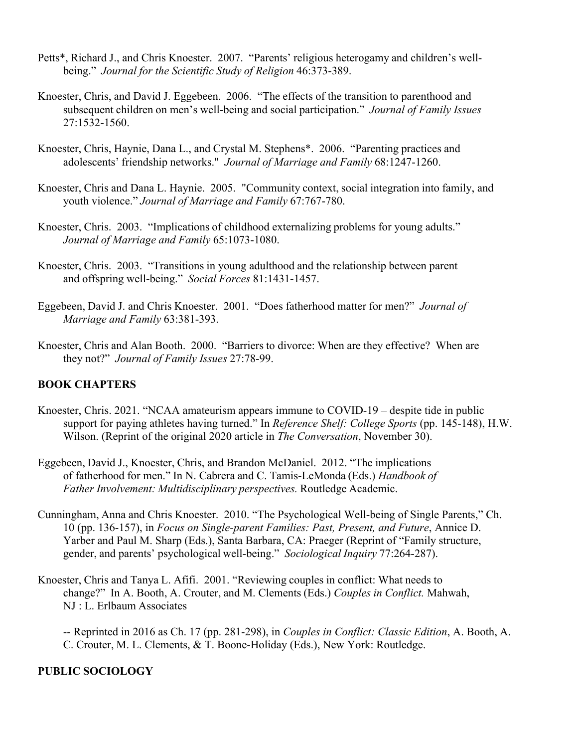Petts*, Richard J., and Chris Knoester. 2007. "Parents' religious heterogamy and children's well-being." *Journal for the Scientific Study of Religion* 46:373-389.

Knoester, Chris, and David J. Eggebeen. 2006. "The effects of the transition to parenthood and subsequent children on men's well-being and social participation." *Journal of Family Issues* 27:1532-1560.

Knoester, Chris, Haynie, Dana L., and Crystal M. Stephens*. 2006. "Parenting practices and adolescents' friendship networks." *Journal of Marriage and Family* 68:1247-1260.

Knoester, Chris and Dana L. Haynie. 2005. "Community context, social integration into family, and youth violence." *Journal of Marriage and Family* 67:767-780.

Knoester, Chris. 2003. "Implications of childhood externalizing problems for young adults." *Journal of Marriage and Family* 65:1073-1080.

Knoester, Chris. 2003. "Transitions in young adulthood and the relationship between parent and offspring well-being." *Social Forces* 81:1431-1457.

Eggebeen, David J. and Chris Knoester. 2001. "Does fatherhood matter for men?" *Journal of Marriage and Family* 63:381-393.

Knoester, Chris and Alan Booth. 2000. "Barriers to divorce: When are they effective? When are they not?" *Journal of Family Issues* 27:78-99.

## BOOK CHAPTERS

Knoester, Chris. 2021. "NCAA amateurism appears immune to COVID-19 – despite tide in public support for paying athletes having turned." In *Reference Shelf: College Sports* (pp. 145-148), H.W. Wilson. (Reprint of the original 2020 article in *The Conversation*, November 30).

Eggebeen, David J., Knoester, Chris, and Brandon McDaniel. 2012. "The implications of fatherhood for men." In N. Cabrera and C. Tamis-LeMonda (Eds.) *Handbook of Father Involvement: Multidisciplinary perspectives.* Routledge Academic.

Cunningham, Anna and Chris Knoester. 2010. "The Psychological Well-being of Single Parents," Ch. 10 (pp. 136-157), in *Focus on Single-parent Families: Past, Present, and Future*, Annice D. Yarber and Paul M. Sharp (Eds.), Santa Barbara, CA: Praeger (Reprint of "Family structure, gender, and parents' psychological well-being." *Sociological Inquiry* 77:264-287).

Knoester, Chris and Tanya L. Afifi. 2001. "Reviewing couples in conflict: What needs to change?" In A. Booth, A. Crouter, and M. Clements (Eds.) *Couples in Conflict.* Mahwah, NJ : L. Erlbaum Associates

-- Reprinted in 2016 as Ch. 17 (pp. 281-298), in *Couples in Conflict: Classic Edition*, A. Booth, A. C. Crouter, M. L. Clements, & T. Boone-Holiday (Eds.), New York: Routledge.

## PUBLIC SOCIOLOGY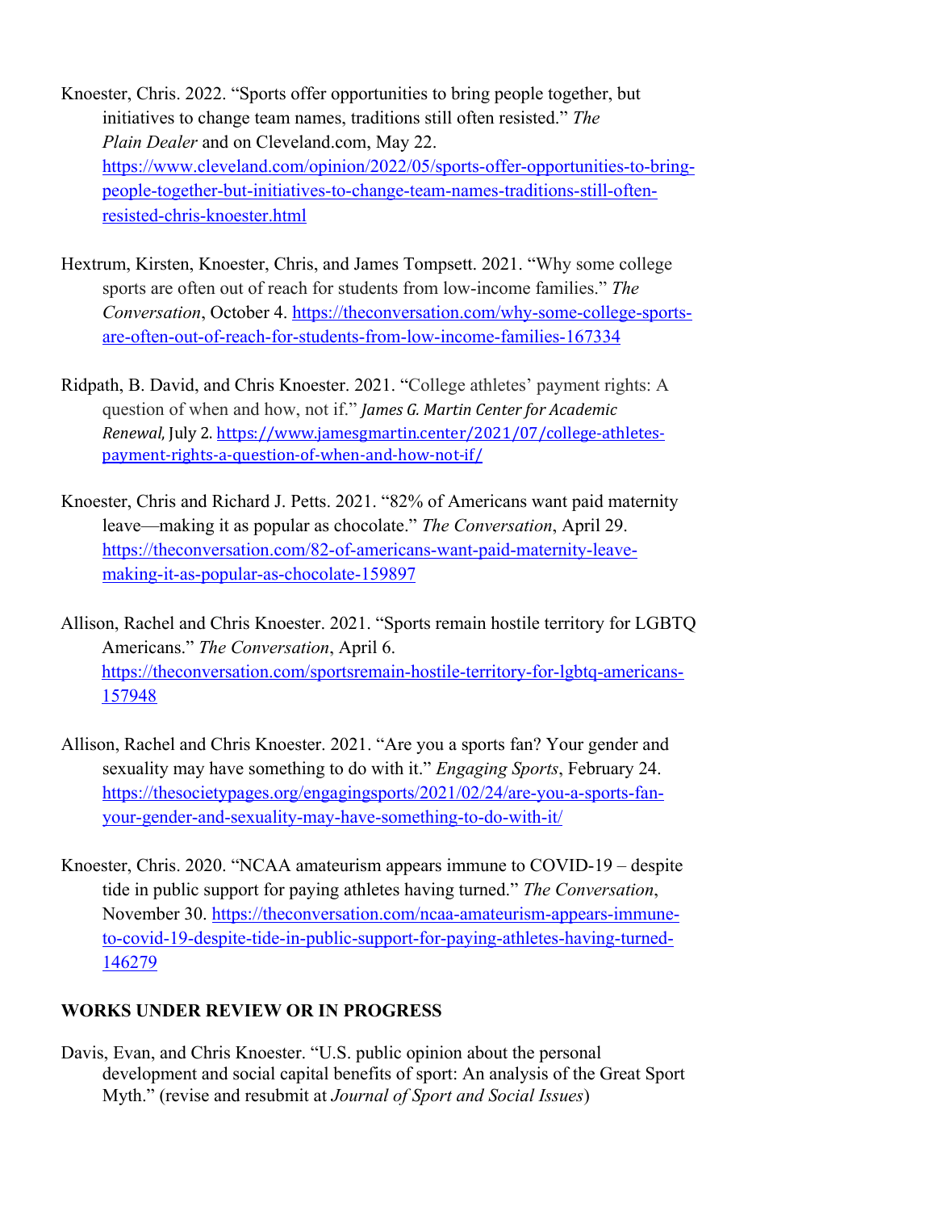Knoester, Chris. 2022. "Sports offer opportunities to bring people together, but initiatives to change team names, traditions still often resisted." *The Plain Dealer* and on Cleveland.com, May 22. https://www.cleveland.com/opinion/2022/05/sports-offer-opportunities-to-bring-people-together-but-initiatives-to-change-team-names-traditions-still-often-resisted-chris-knoester.html

Hextrum, Kirsten, Knoester, Chris, and James Tompsett. 2021. "Why some college sports are often out of reach for students from low-income families." *The Conversation*, October 4. https://theconversation.com/why-some-college-sports-are-often-out-of-reach-for-students-from-low-income-families-167334

Ridpath, B. David, and Chris Knoester. 2021. "College athletes' payment rights: A question of when and how, not if." *James G. Martin Center for Academic Renewal,* July 2. https://www.jamesgmartin.center/2021/07/college-athletes-payment-rights-a-question-of-when-and-how-not-if/

Knoester, Chris and Richard J. Petts. 2021. "82% of Americans want paid maternity leave—making it as popular as chocolate." *The Conversation*, April 29. https://theconversation.com/82-of-americans-want-paid-maternity-leave-making-it-as-popular-as-chocolate-159897

Allison, Rachel and Chris Knoester. 2021. "Sports remain hostile territory for LGBTQ Americans." *The Conversation*, April 6. https://theconversation.com/sportsremain-hostile-territory-for-lgbtq-americans-157948

Allison, Rachel and Chris Knoester. 2021. "Are you a sports fan? Your gender and sexuality may have something to do with it." *Engaging Sports*, February 24. https://thesocietypages.org/engagingsports/2021/02/24/are-you-a-sports-fan-your-gender-and-sexuality-may-have-something-to-do-with-it/

Knoester, Chris. 2020. "NCAA amateurism appears immune to COVID-19 – despite tide in public support for paying athletes having turned." *The Conversation*, November 30. https://theconversation.com/ncaa-amateurism-appears-immune-to-covid-19-despite-tide-in-public-support-for-paying-athletes-having-turned-146279

**WORKS UNDER REVIEW OR IN PROGRESS**

Davis, Evan, and Chris Knoester. "U.S. public opinion about the personal development and social capital benefits of sport: An analysis of the Great Sport Myth." (revise and resubmit at *Journal of Sport and Social Issues*)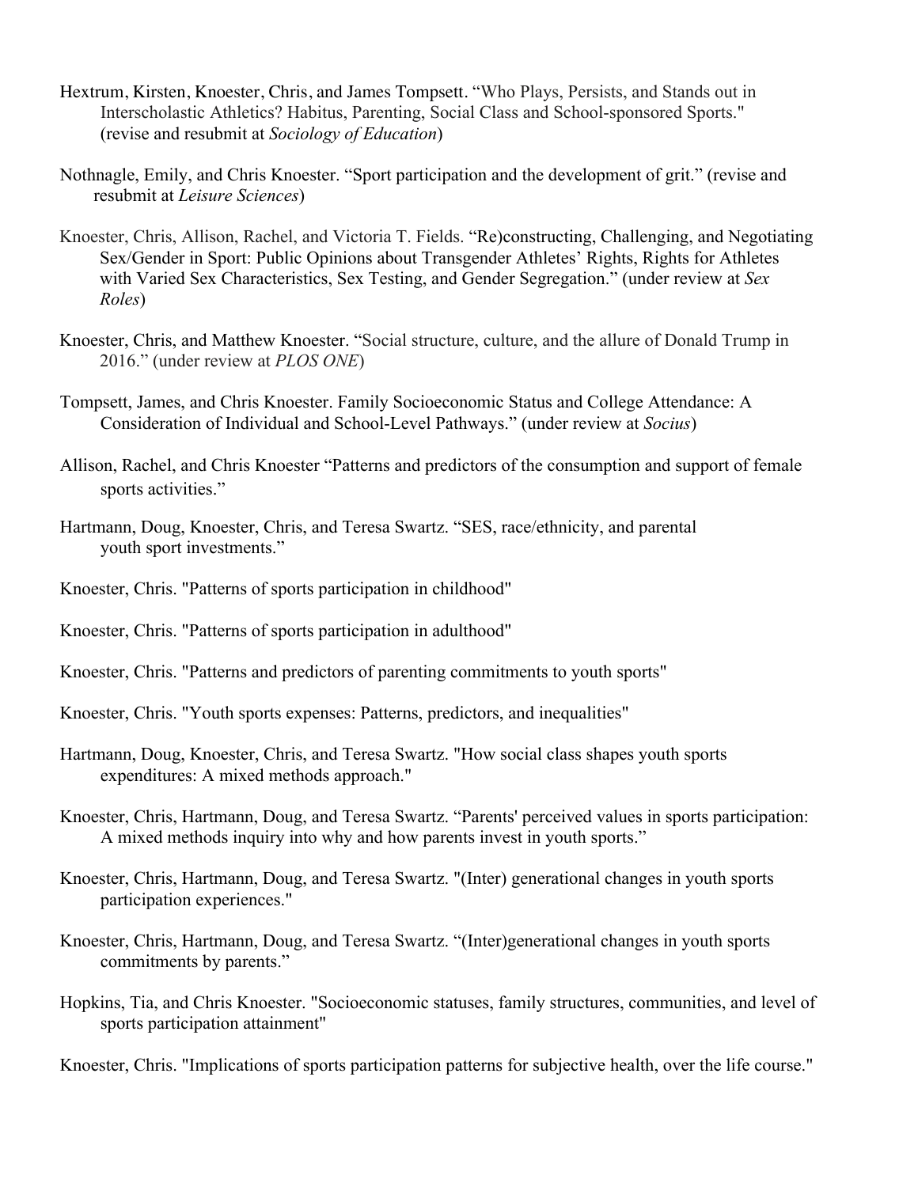Hextrum, Kirsten, Knoester, Chris, and James Tompsett. "Who Plays, Persists, and Stands out in Interscholastic Athletics? Habitus, Parenting, Social Class and School-sponsored Sports." (revise and resubmit at *Sociology of Education*)

Nothnagle, Emily, and Chris Knoester. "Sport participation and the development of grit." (revise and resubmit at *Leisure Sciences*)

Knoester, Chris, Allison, Rachel, and Victoria T. Fields. "Re)constructing, Challenging, and Negotiating Sex/Gender in Sport: Public Opinions about Transgender Athletes' Rights, Rights for Athletes with Varied Sex Characteristics, Sex Testing, and Gender Segregation." (under review at *Sex Roles*)

Knoester, Chris, and Matthew Knoester. "Social structure, culture, and the allure of Donald Trump in 2016." (under review at *PLOS ONE*)

Tompsett, James, and Chris Knoester. Family Socioeconomic Status and College Attendance: A Consideration of Individual and School-Level Pathways." (under review at *Socius*)

Allison, Rachel, and Chris Knoester "Patterns and predictors of the consumption and support of female sports activities."

Hartmann, Doug, Knoester, Chris, and Teresa Swartz. "SES, race/ethnicity, and parental youth sport investments."

Knoester, Chris. "Patterns of sports participation in childhood"

Knoester, Chris. "Patterns of sports participation in adulthood"

Knoester, Chris. "Patterns and predictors of parenting commitments to youth sports"

Knoester, Chris. "Youth sports expenses: Patterns, predictors, and inequalities"

Hartmann, Doug, Knoester, Chris, and Teresa Swartz. "How social class shapes youth sports expenditures: A mixed methods approach."

Knoester, Chris, Hartmann, Doug, and Teresa Swartz. "Parents' perceived values in sports participation: A mixed methods inquiry into why and how parents invest in youth sports."

Knoester, Chris, Hartmann, Doug, and Teresa Swartz. "(Inter) generational changes in youth sports participation experiences."

Knoester, Chris, Hartmann, Doug, and Teresa Swartz. "(Inter)generational changes in youth sports commitments by parents."

Hopkins, Tia, and Chris Knoester. "Socioeconomic statuses, family structures, communities, and level of sports participation attainment"

Knoester, Chris. "Implications of sports participation patterns for subjective health, over the life course."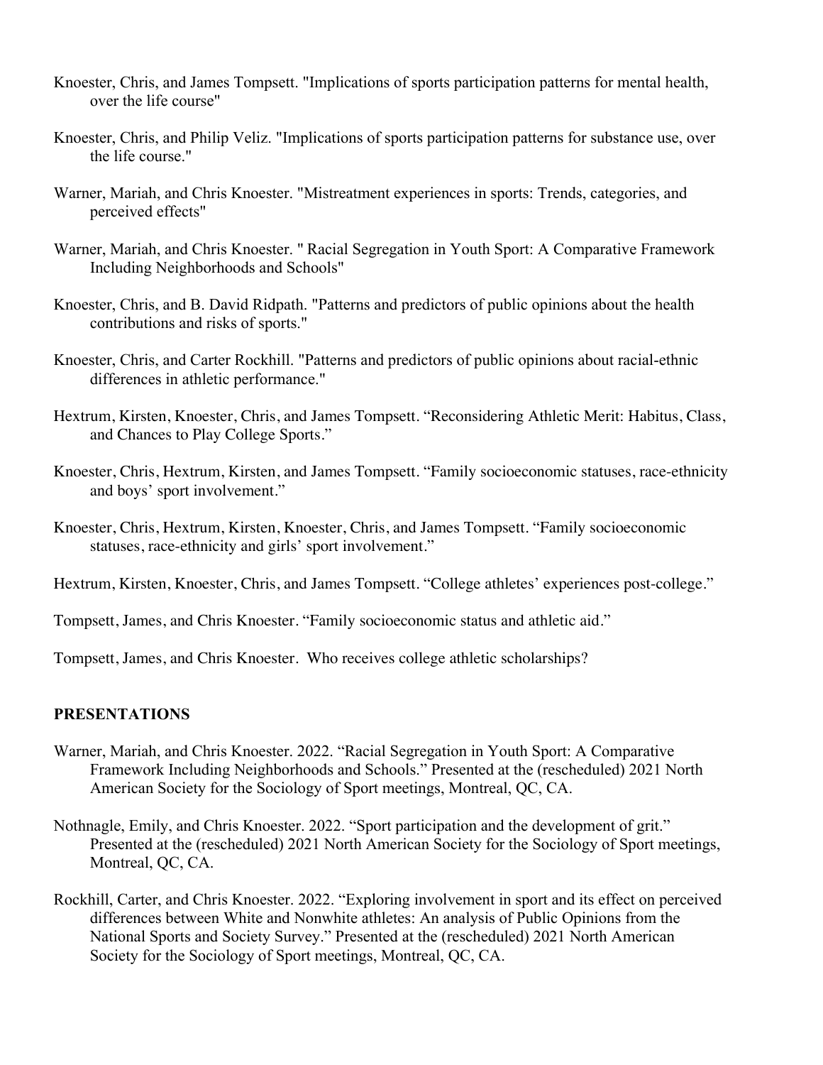Knoester, Chris, and James Tompsett. "Implications of sports participation patterns for mental health, over the life course"

Knoester, Chris, and Philip Veliz. "Implications of sports participation patterns for substance use, over the life course."

Warner, Mariah, and Chris Knoester. "Mistreatment experiences in sports: Trends, categories, and perceived effects"

Warner, Mariah, and Chris Knoester. " Racial Segregation in Youth Sport: A Comparative Framework Including Neighborhoods and Schools"

Knoester, Chris, and B. David Ridpath. "Patterns and predictors of public opinions about the health contributions and risks of sports."

Knoester, Chris, and Carter Rockhill. "Patterns and predictors of public opinions about racial-ethnic differences in athletic performance."

Hextrum, Kirsten, Knoester, Chris, and James Tompsett. "Reconsidering Athletic Merit: Habitus, Class, and Chances to Play College Sports."

Knoester, Chris, Hextrum, Kirsten, and James Tompsett. "Family socioeconomic statuses, race-ethnicity and boys' sport involvement."

Knoester, Chris, Hextrum, Kirsten, Knoester, Chris, and James Tompsett. "Family socioeconomic statuses, race-ethnicity and girls' sport involvement."

Hextrum, Kirsten, Knoester, Chris, and James Tompsett. "College athletes' experiences post-college."

Tompsett, James, and Chris Knoester. "Family socioeconomic status and athletic aid."

Tompsett, James, and Chris Knoester. Who receives college athletic scholarships?

## PRESENTATIONS

Warner, Mariah, and Chris Knoester. 2022. "Racial Segregation in Youth Sport: A Comparative Framework Including Neighborhoods and Schools." Presented at the (rescheduled) 2021 North American Society for the Sociology of Sport meetings, Montreal, QC, CA.

Nothnagle, Emily, and Chris Knoester. 2022. "Sport participation and the development of grit." Presented at the (rescheduled) 2021 North American Society for the Sociology of Sport meetings, Montreal, QC, CA.

Rockhill, Carter, and Chris Knoester. 2022. "Exploring involvement in sport and its effect on perceived differences between White and Nonwhite athletes: An analysis of Public Opinions from the National Sports and Society Survey." Presented at the (rescheduled) 2021 North American Society for the Sociology of Sport meetings, Montreal, QC, CA.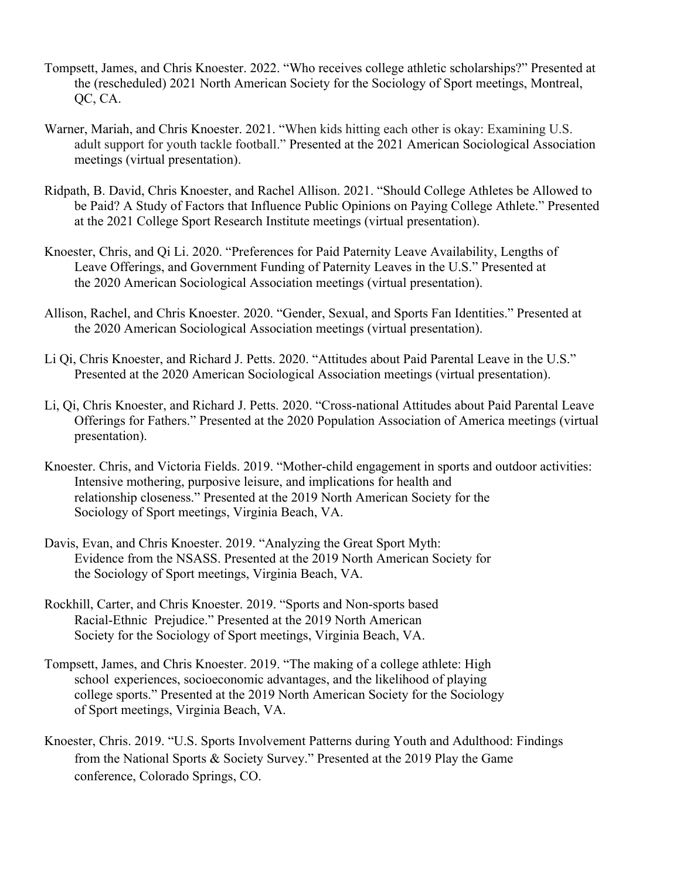Tompsett, James, and Chris Knoester. 2022. “Who receives college athletic scholarships?” Presented at the (rescheduled) 2021 North American Society for the Sociology of Sport meetings, Montreal, QC, CA.

Warner, Mariah, and Chris Knoester. 2021. “When kids hitting each other is okay: Examining U.S. adult support for youth tackle football.” Presented at the 2021 American Sociological Association meetings (virtual presentation).

Ridpath, B. David, Chris Knoester, and Rachel Allison. 2021. “Should College Athletes be Allowed to be Paid? A Study of Factors that Influence Public Opinions on Paying College Athlete.” Presented at the 2021 College Sport Research Institute meetings (virtual presentation).

Knoester, Chris, and Qi Li. 2020. “Preferences for Paid Paternity Leave Availability, Lengths of Leave Offerings, and Government Funding of Paternity Leaves in the U.S.” Presented at the 2020 American Sociological Association meetings (virtual presentation).

Allison, Rachel, and Chris Knoester. 2020. “Gender, Sexual, and Sports Fan Identities.” Presented at the 2020 American Sociological Association meetings (virtual presentation).

Li Qi, Chris Knoester, and Richard J. Petts. 2020. “Attitudes about Paid Parental Leave in the U.S.” Presented at the 2020 American Sociological Association meetings (virtual presentation).

Li, Qi, Chris Knoester, and Richard J. Petts. 2020. “Cross-national Attitudes about Paid Parental Leave Offerings for Fathers.” Presented at the 2020 Population Association of America meetings (virtual presentation).

Knoester. Chris, and Victoria Fields. 2019. “Mother-child engagement in sports and outdoor activities: Intensive mothering, purposive leisure, and implications for health and relationship closeness.” Presented at the 2019 North American Society for the Sociology of Sport meetings, Virginia Beach, VA.

Davis, Evan, and Chris Knoester. 2019. “Analyzing the Great Sport Myth: Evidence from the NSASS. Presented at the 2019 North American Society for the Sociology of Sport meetings, Virginia Beach, VA.

Rockhill, Carter, and Chris Knoester. 2019. “Sports and Non-sports based Racial-Ethnic Prejudice.” Presented at the 2019 North American Society for the Sociology of Sport meetings, Virginia Beach, VA.

Tompsett, James, and Chris Knoester. 2019. “The making of a college athlete: High school experiences, socioeconomic advantages, and the likelihood of playing college sports.” Presented at the 2019 North American Society for the Sociology of Sport meetings, Virginia Beach, VA.

Knoester, Chris. 2019. “U.S. Sports Involvement Patterns during Youth and Adulthood: Findings from the National Sports & Society Survey.” Presented at the 2019 Play the Game conference, Colorado Springs, CO.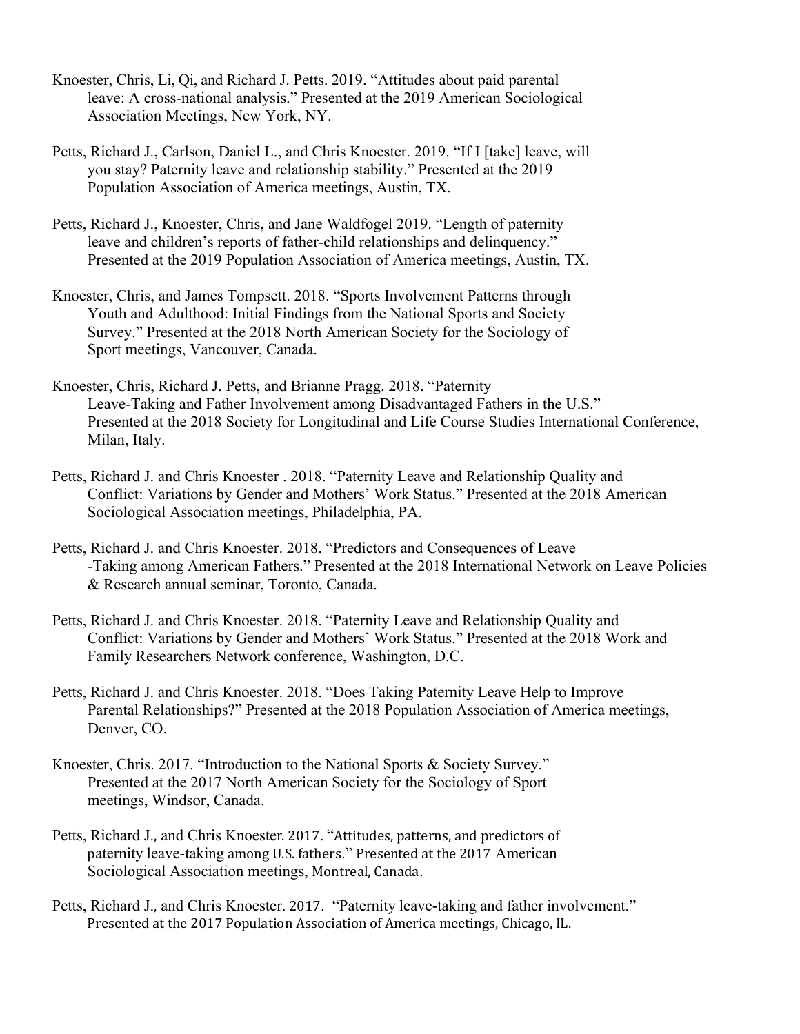Knoester, Chris, Li, Qi, and Richard J. Petts. 2019. “Attitudes about paid parental leave: A cross-national analysis.” Presented at the 2019 American Sociological Association Meetings, New York, NY.

Petts, Richard J., Carlson, Daniel L., and Chris Knoester. 2019. “If I [take] leave, will you stay? Paternity leave and relationship stability.” Presented at the 2019 Population Association of America meetings, Austin, TX.

Petts, Richard J., Knoester, Chris, and Jane Waldfogel 2019. “Length of paternity leave and children’s reports of father-child relationships and delinquency.” Presented at the 2019 Population Association of America meetings, Austin, TX.

Knoester, Chris, and James Tompsett. 2018. “Sports Involvement Patterns through Youth and Adulthood: Initial Findings from the National Sports and Society Survey.” Presented at the 2018 North American Society for the Sociology of Sport meetings, Vancouver, Canada.

Knoester, Chris, Richard J. Petts, and Brianne Pragg. 2018. “Paternity Leave-Taking and Father Involvement among Disadvantaged Fathers in the U.S.” Presented at the 2018 Society for Longitudinal and Life Course Studies International Conference, Milan, Italy.

Petts, Richard J. and Chris Knoester . 2018. “Paternity Leave and Relationship Quality and Conflict: Variations by Gender and Mothers’ Work Status.” Presented at the 2018 American Sociological Association meetings, Philadelphia, PA.

Petts, Richard J. and Chris Knoester. 2018. “Predictors and Consequences of Leave -Taking among American Fathers.” Presented at the 2018 International Network on Leave Policies & Research annual seminar, Toronto, Canada.

Petts, Richard J. and Chris Knoester. 2018. “Paternity Leave and Relationship Quality and Conflict: Variations by Gender and Mothers’ Work Status.” Presented at the 2018 Work and Family Researchers Network conference, Washington, D.C.

Petts, Richard J. and Chris Knoester. 2018. “Does Taking Paternity Leave Help to Improve Parental Relationships?” Presented at the 2018 Population Association of America meetings, Denver, CO.

Knoester, Chris. 2017. “Introduction to the National Sports & Society Survey.” Presented at the 2017 North American Society for the Sociology of Sport meetings, Windsor, Canada.

Petts, Richard J., and Chris Knoester. 2017. “Attitudes, patterns, and predictors of paternity leave-taking among U.S. fathers.” Presented at the 2017 American Sociological Association meetings, Montreal, Canada.

Petts, Richard J., and Chris Knoester. 2017. “Paternity leave-taking and father involvement.” Presented at the 2017 Population Association of America meetings, Chicago, IL.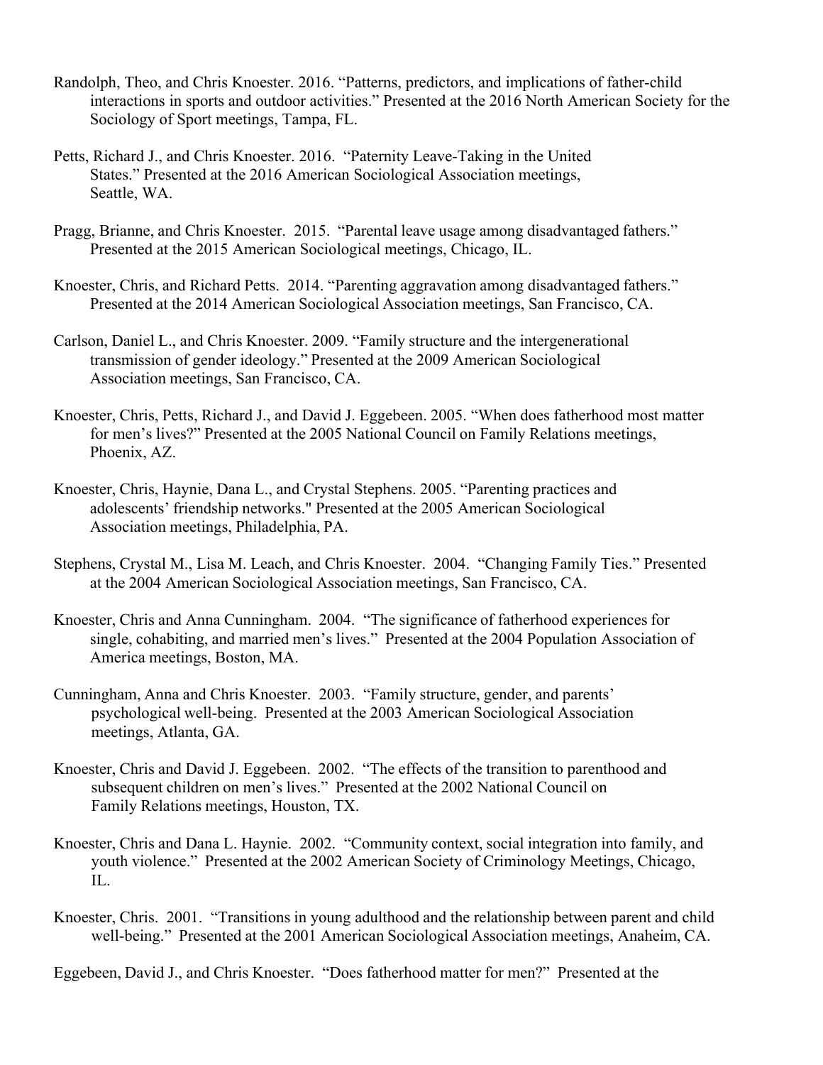Randolph, Theo, and Chris Knoester. 2016. "Patterns, predictors, and implications of father-child interactions in sports and outdoor activities." Presented at the 2016 North American Society for the Sociology of Sport meetings, Tampa, FL.

Petts, Richard J., and Chris Knoester. 2016. "Paternity Leave-Taking in the United States." Presented at the 2016 American Sociological Association meetings, Seattle, WA.

Pragg, Brianne, and Chris Knoester. 2015. "Parental leave usage among disadvantaged fathers." Presented at the 2015 American Sociological meetings, Chicago, IL.

Knoester, Chris, and Richard Petts. 2014. "Parenting aggravation among disadvantaged fathers." Presented at the 2014 American Sociological Association meetings, San Francisco, CA.

Carlson, Daniel L., and Chris Knoester. 2009. "Family structure and the intergenerational transmission of gender ideology." Presented at the 2009 American Sociological Association meetings, San Francisco, CA.

Knoester, Chris, Petts, Richard J., and David J. Eggebeen. 2005. "When does fatherhood most matter for men's lives?" Presented at the 2005 National Council on Family Relations meetings, Phoenix, AZ.

Knoester, Chris, Haynie, Dana L., and Crystal Stephens. 2005. "Parenting practices and adolescents' friendship networks." Presented at the 2005 American Sociological Association meetings, Philadelphia, PA.

Stephens, Crystal M., Lisa M. Leach, and Chris Knoester. 2004. "Changing Family Ties." Presented at the 2004 American Sociological Association meetings, San Francisco, CA.

Knoester, Chris and Anna Cunningham. 2004. "The significance of fatherhood experiences for single, cohabiting, and married men's lives." Presented at the 2004 Population Association of America meetings, Boston, MA.

Cunningham, Anna and Chris Knoester. 2003. "Family structure, gender, and parents' psychological well-being. Presented at the 2003 American Sociological Association meetings, Atlanta, GA.

Knoester, Chris and David J. Eggebeen. 2002. "The effects of the transition to parenthood and subsequent children on men's lives." Presented at the 2002 National Council on Family Relations meetings, Houston, TX.

Knoester, Chris and Dana L. Haynie. 2002. "Community context, social integration into family, and youth violence." Presented at the 2002 American Society of Criminology Meetings, Chicago, IL.

Knoester, Chris. 2001. "Transitions in young adulthood and the relationship between parent and child well-being." Presented at the 2001 American Sociological Association meetings, Anaheim, CA.

Eggebeen, David J., and Chris Knoester. "Does fatherhood matter for men?" Presented at the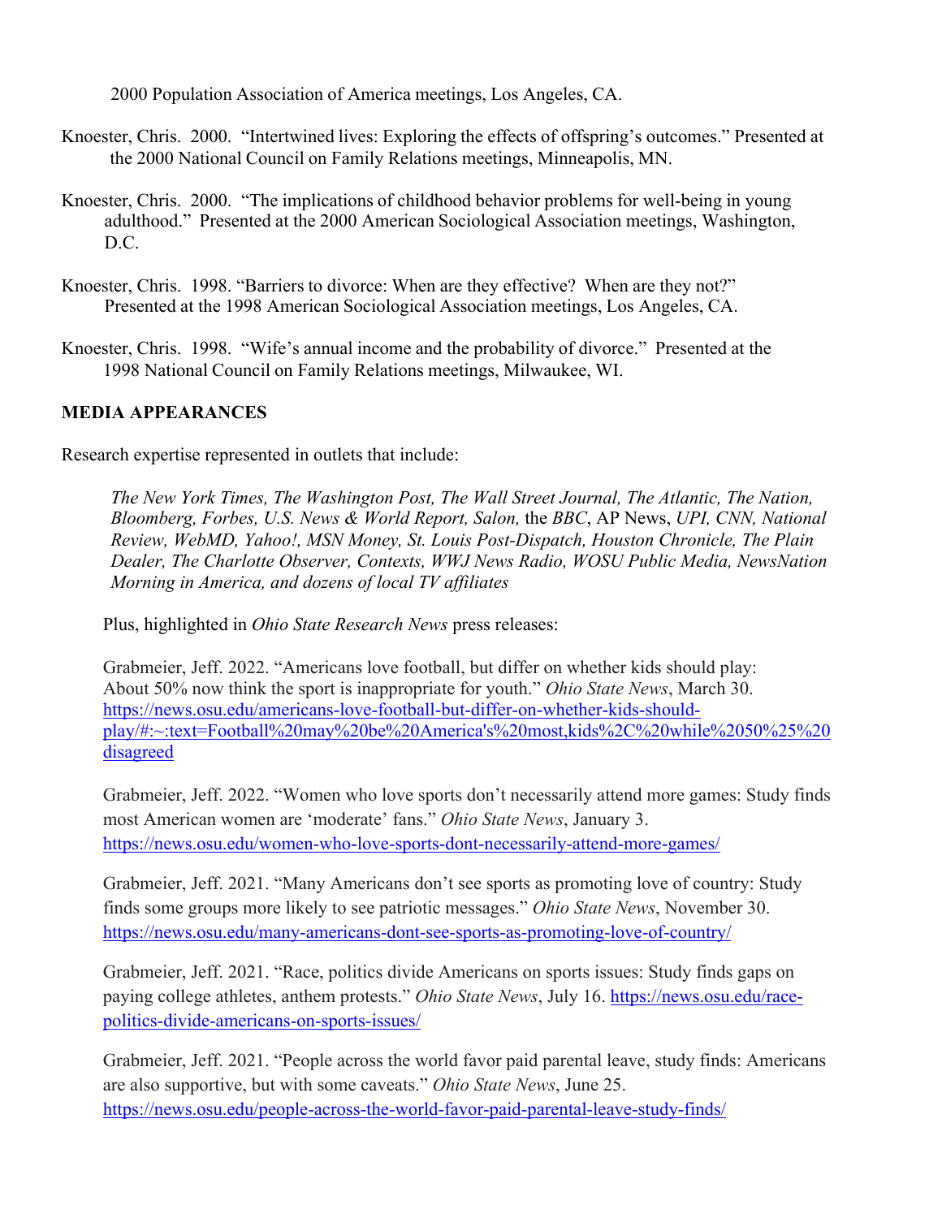2000 Population Association of America meetings, Los Angeles, CA.

Knoester, Chris. 2000. "Intertwined lives: Exploring the effects of offspring's outcomes." Presented at the 2000 National Council on Family Relations meetings, Minneapolis, MN.

Knoester, Chris. 2000. "The implications of childhood behavior problems for well-being in young adulthood." Presented at the 2000 American Sociological Association meetings, Washington, D.C.

Knoester, Chris. 1998. "Barriers to divorce: When are they effective? When are they not?" Presented at the 1998 American Sociological Association meetings, Los Angeles, CA.

Knoester, Chris. 1998. "Wife's annual income and the probability of divorce." Presented at the 1998 National Council on Family Relations meetings, Milwaukee, WI.

**MEDIA APPEARANCES**

Research expertise represented in outlets that include:

*The New York Times, The Washington Post, The Wall Street Journal, The Atlantic, The Nation, Bloomberg, Forbes, U.S. News & World Report, Salon,* the *BBC*, AP News, *UPI, CNN, National Review, WebMD, Yahoo!, MSN Money, St. Louis Post-Dispatch, Houston Chronicle, The Plain Dealer, The Charlotte Observer, Contexts, WWJ News Radio, WOSU Public Media, NewsNation Morning in America, and dozens of local TV affiliates*

Plus, highlighted in *Ohio State Research News* press releases:

Grabmeier, Jeff. 2022. "Americans love football, but differ on whether kids should play: About 50% now think the sport is inappropriate for youth." *Ohio State News*, March 30. https://news.osu.edu/americans-love-football-but-differ-on-whether-kids-should-play/#:~:text=Football%20may%20be%20America's%20most,kids%2C%20while%2050%25%20disagreed

Grabmeier, Jeff. 2022. "Women who love sports don't necessarily attend more games: Study finds most American women are 'moderate' fans." *Ohio State News*, January 3. https://news.osu.edu/women-who-love-sports-dont-necessarily-attend-more-games/

Grabmeier, Jeff. 2021. "Many Americans don't see sports as promoting love of country: Study finds some groups more likely to see patriotic messages." *Ohio State News*, November 30. https://news.osu.edu/many-americans-dont-see-sports-as-promoting-love-of-country/

Grabmeier, Jeff. 2021. "Race, politics divide Americans on sports issues: Study finds gaps on paying college athletes, anthem protests." *Ohio State News*, July 16. https://news.osu.edu/race-politics-divide-americans-on-sports-issues/

Grabmeier, Jeff. 2021. "People across the world favor paid parental leave, study finds: Americans are also supportive, but with some caveats." *Ohio State News*, June 25. https://news.osu.edu/people-across-the-world-favor-paid-parental-leave-study-finds/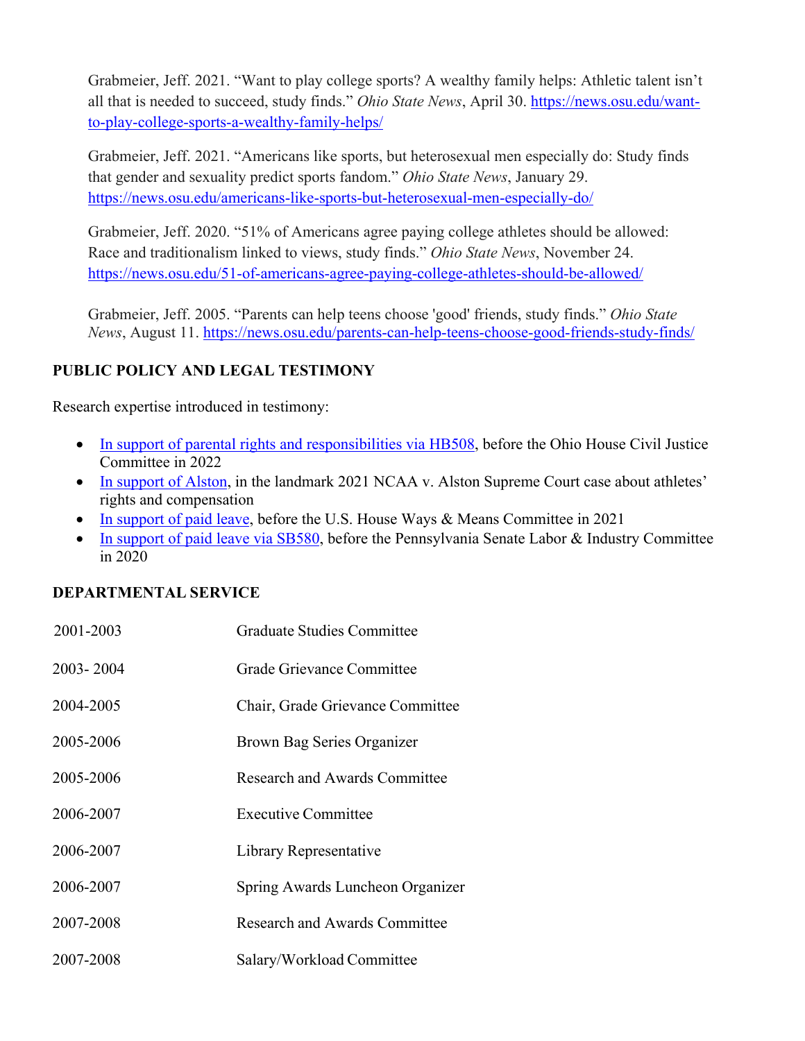Grabmeier, Jeff. 2021. "Want to play college sports? A wealthy family helps: Athletic talent isn't all that is needed to succeed, study finds." *Ohio State News*, April 30. [https://news.osu.edu/want-to-play-college-sports-a-wealthy-family-helps/](https://news.osu.edu/want-to-play-college-sports-a-wealthy-family-helps/)

Grabmeier, Jeff. 2021. "Americans like sports, but heterosexual men especially do: Study finds that gender and sexuality predict sports fandom." *Ohio State News*, January 29. [https://news.osu.edu/americans-like-sports-but-heterosexual-men-especially-do/](https://news.osu.edu/americans-like-sports-but-heterosexual-men-especially-do/)

Grabmeier, Jeff. 2020. "51% of Americans agree paying college athletes should be allowed: Race and traditionalism linked to views, study finds." *Ohio State News*, November 24. [https://news.osu.edu/51-of-americans-agree-paying-college-athletes-should-be-allowed/](https://news.osu.edu/51-of-americans-agree-paying-college-athletes-should-be-allowed/)

Grabmeier, Jeff. 2005. "Parents can help teens choose 'good' friends, study finds." *Ohio State News*, August 11. [https://news.osu.edu/parents-can-help-teens-choose-good-friends-study-finds/](https://news.osu.edu/parents-can-help-teens-choose-good-friends-study-finds/)

**PUBLIC POLICY AND LEGAL TESTIMONY**

Research expertise introduced in testimony:

- In support of parental rights and responsibilities via HB508, before the Ohio House Civil Justice Committee in 2022
- In support of Alston, in the landmark 2021 NCAA v. Alston Supreme Court case about athletes' rights and compensation
- In support of paid leave, before the U.S. House Ways & Means Committee in 2021
- In support of paid leave via SB580, before the Pennsylvania Senate Labor & Industry Committee in 2020

**DEPARTMENTAL SERVICE**

| | |
|---|---|
| 2001-2003 | Graduate Studies Committee |
| 2003- 2004 | Grade Grievance Committee |
| 2004-2005 | Chair, Grade Grievance Committee |
| 2005-2006 | Brown Bag Series Organizer |
| 2005-2006 | Research and Awards Committee |
| 2006-2007 | Executive Committee |
| 2006-2007 | Library Representative |
| 2006-2007 | Spring Awards Luncheon Organizer |
| 2007-2008 | Research and Awards Committee |
| 2007-2008 | Salary/Workload Committee |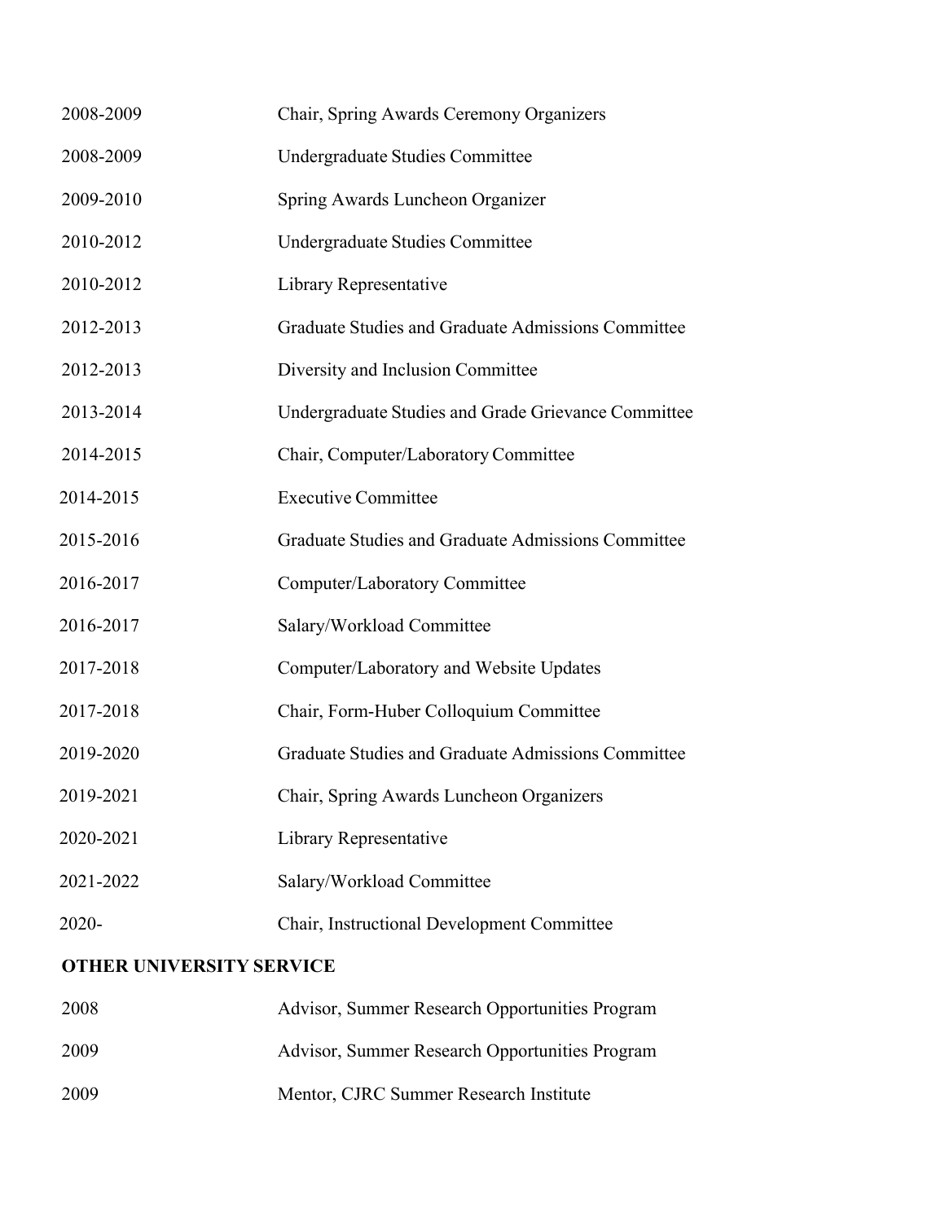2008-2009 Chair, Spring Awards Ceremony Organizers

2008-2009 Undergraduate Studies Committee

2009-2010 Spring Awards Luncheon Organizer

2010-2012 Undergraduate Studies Committee

2010-2012 Library Representative

2012-2013 Graduate Studies and Graduate Admissions Committee

2012-2013 Diversity and Inclusion Committee

2013-2014 Undergraduate Studies and Grade Grievance Committee

2014-2015 Chair, Computer/Laboratory Committee

2014-2015 Executive Committee

2015-2016 Graduate Studies and Graduate Admissions Committee

2016-2017 Computer/Laboratory Committee

2016-2017 Salary/Workload Committee

2017-2018 Computer/Laboratory and Website Updates

2017-2018 Chair, Form-Huber Colloquium Committee

2019-2020 Graduate Studies and Graduate Admissions Committee

2019-2021 Chair, Spring Awards Luncheon Organizers

2020-2021 Library Representative

2021-2022 Salary/Workload Committee

2020- Chair, Instructional Development Committee

**OTHER UNIVERSITY SERVICE**

2008 Advisor, Summer Research Opportunities Program

2009 Advisor, Summer Research Opportunities Program

2009 Mentor, CJRC Summer Research Institute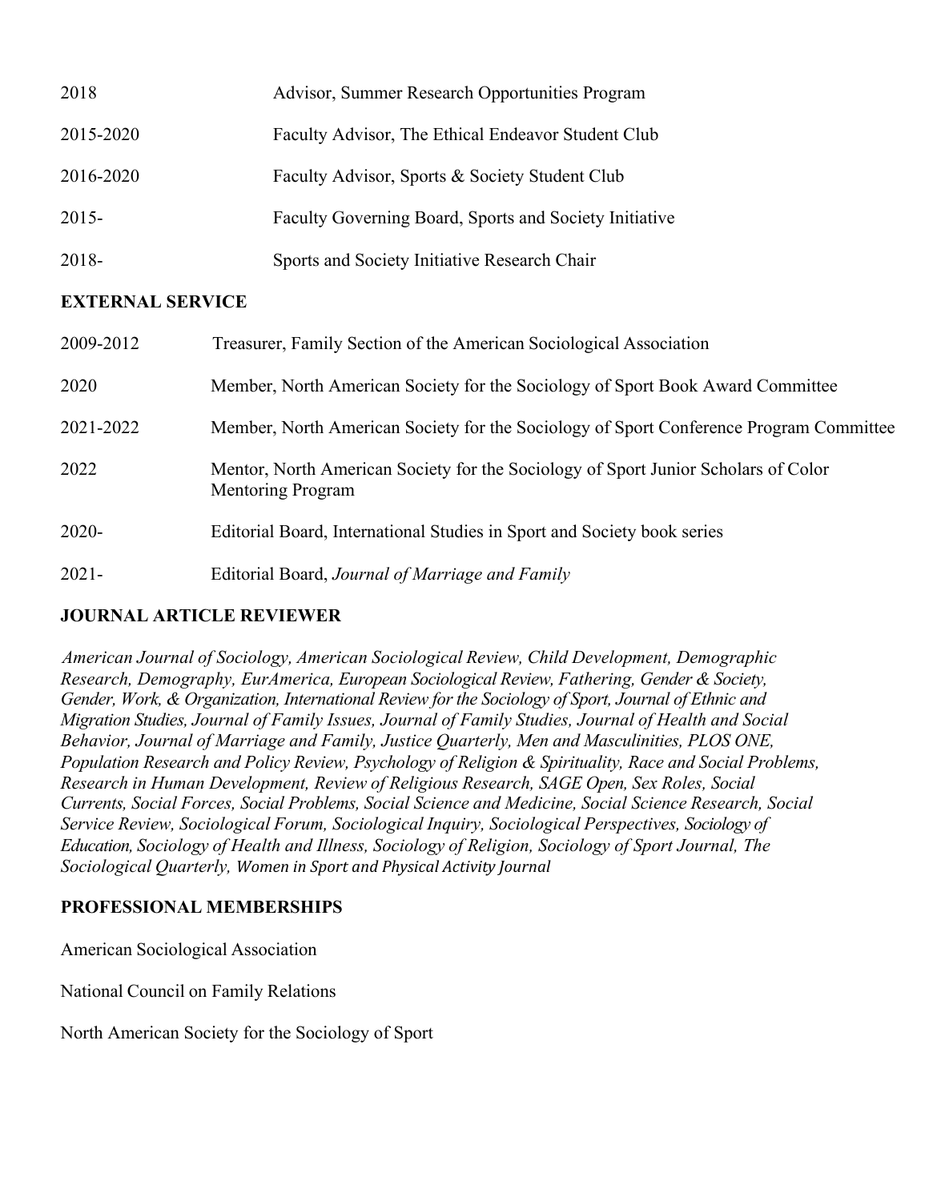| | |
|---|---|
| 2018 | Advisor, Summer Research Opportunities Program |
| 2015-2020 | Faculty Advisor, The Ethical Endeavor Student Club |
| 2016-2020 | Faculty Advisor, Sports & Society Student Club |
| 2015- | Faculty Governing Board, Sports and Society Initiative |
| 2018- | Sports and Society Initiative Research Chair |

## EXTERNAL SERVICE

| | |
|---|---|
| 2009-2012 | Treasurer, Family Section of the American Sociological Association |
| 2020 | Member, North American Society for the Sociology of Sport Book Award Committee |
| 2021-2022 | Member, North American Society for the Sociology of Sport Conference Program Committee |
| 2022 | Mentor, North American Society for the Sociology of Sport Junior Scholars of Color Mentoring Program |
| 2020- | Editorial Board, International Studies in Sport and Society book series |
| 2021- | Editorial Board, *Journal of Marriage and Family* |

## JOURNAL ARTICLE REVIEWER

*American Journal of Sociology, American Sociological Review, Child Development, Demographic Research, Demography, EurAmerica, European Sociological Review, Fathering, Gender & Society, Gender, Work, & Organization, International Review for the Sociology of Sport, Journal of Ethnic and Migration Studies, Journal of Family Issues, Journal of Family Studies, Journal of Health and Social Behavior, Journal of Marriage and Family, Justice Quarterly, Men and Masculinities, PLOS ONE, Population Research and Policy Review, Psychology of Religion & Spirituality, Race and Social Problems, Research in Human Development, Review of Religious Research, SAGE Open, Sex Roles, Social Currents, Social Forces, Social Problems, Social Science and Medicine, Social Science Research, Social Service Review, Sociological Forum, Sociological Inquiry, Sociological Perspectives, Sociology of Education, Sociology of Health and Illness, Sociology of Religion, Sociology of Sport Journal, The Sociological Quarterly, Women in Sport and Physical Activity Journal*

## PROFESSIONAL MEMBERSHIPS

American Sociological Association

National Council on Family Relations

North American Society for the Sociology of Sport